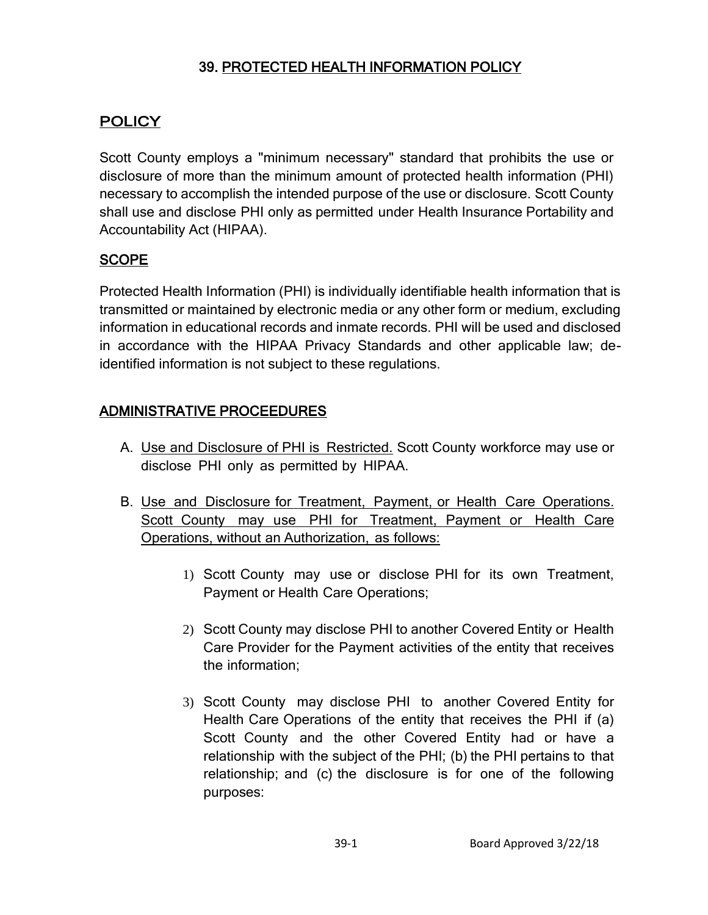# 39. PROTECTED HEALTH INFORMATION POLICY

## POLICY

Scott County employs a "minimum necessary" standard that prohibits the use or disclosure of more than the minimum amount of protected health information (PHI) necessary to accomplish the intended purpose of the use or disclosure. Scott County shall use and disclose PHI only as permitted under Health Insurance Portability and Accountability Act (HIPAA).

## SCOPE

Protected Health Information (PHI) is individually identifiable health information that is transmitted or maintained by electronic media or any other form or medium, excluding information in educational records and inmate records. PHI will be used and disclosed in accordance with the HIPAA Privacy Standards and other applicable law; de-identified information is not subject to these regulations.

## ADMINISTRATIVE PROCEEDURES

A. Use and Disclosure of PHI is Restricted. Scott County workforce may use or disclose PHI only as permitted by HIPAA.

B. Use and Disclosure for Treatment, Payment, or Health Care Operations. Scott County may use PHI for Treatment, Payment or Health Care Operations, without an Authorization, as follows:

   1) Scott County may use or disclose PHI for its own Treatment, Payment or Health Care Operations;

   2) Scott County may disclose PHI to another Covered Entity or Health Care Provider for the Payment activities of the entity that receives the information;

   3) Scott County may disclose PHI to another Covered Entity for Health Care Operations of the entity that receives the PHI if (a) Scott County and the other Covered Entity had or have a relationship with the subject of the PHI; (b) the PHI pertains to that relationship; and (c) the disclosure is for one of the following purposes: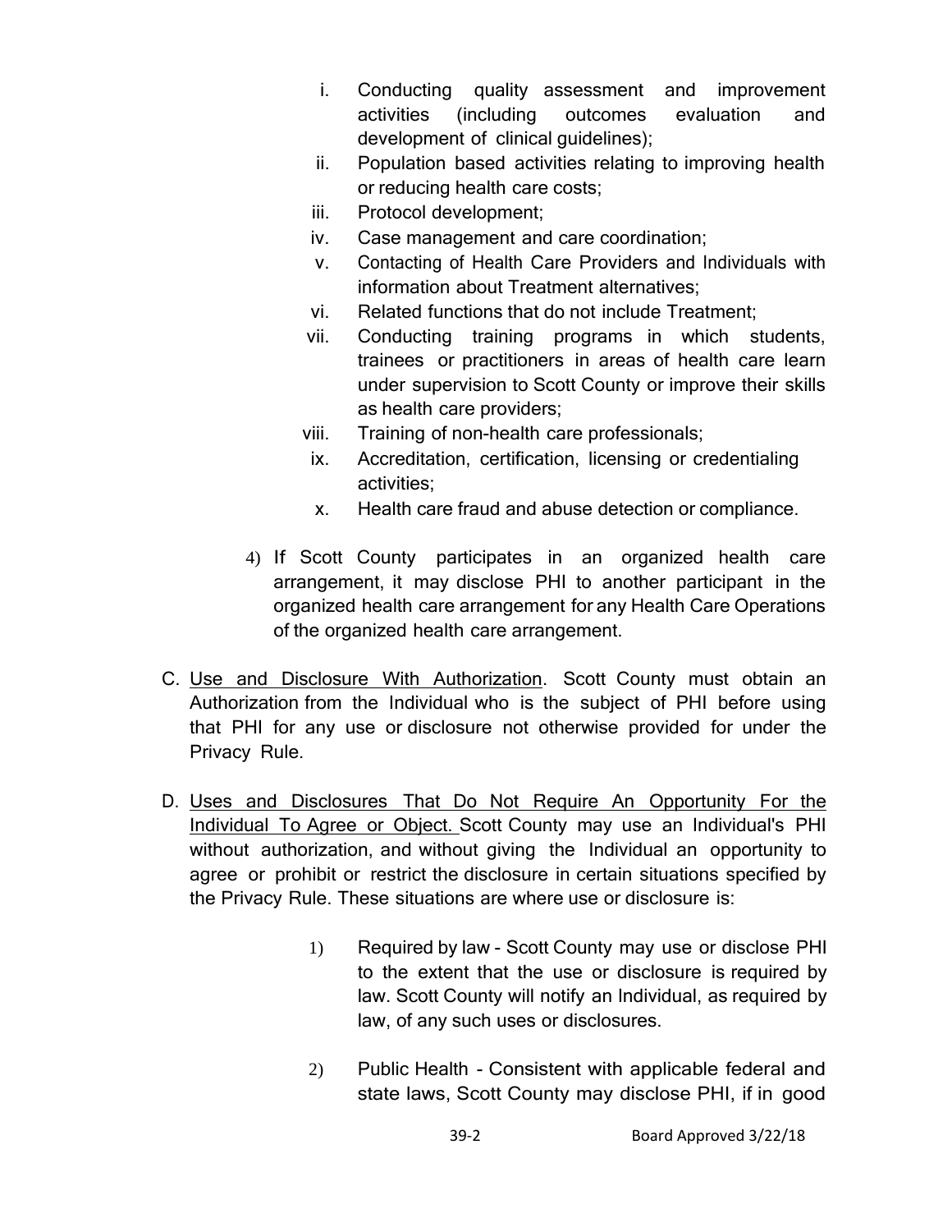i. Conducting quality assessment and improvement activities (including outcomes evaluation and development of clinical guidelines);
ii. Population based activities relating to improving health or reducing health care costs;
iii. Protocol development;
iv. Case management and care coordination;
v. Contacting of Health Care Providers and Individuals with information about Treatment alternatives;
vi. Related functions that do not include Treatment;
vii. Conducting training programs in which students, trainees or practitioners in areas of health care learn under supervision to Scott County or improve their skills as health care providers;
viii. Training of non-health care professionals;
ix. Accreditation, certification, licensing or credentialing activities;
x. Health care fraud and abuse detection or compliance.

4) If Scott County participates in an organized health care arrangement, it may disclose PHI to another participant in the organized health care arrangement for any Health Care Operations of the organized health care arrangement.

C. Use and Disclosure With Authorization. Scott County must obtain an Authorization from the Individual who is the subject of PHI before using that PHI for any use or disclosure not otherwise provided for under the Privacy Rule.

D. Uses and Disclosures That Do Not Require An Opportunity For the Individual To Agree or Object. Scott County may use an Individual's PHI without authorization, and without giving the Individual an opportunity to agree or prohibit or restrict the disclosure in certain situations specified by the Privacy Rule. These situations are where use or disclosure is:

1) Required by law - Scott County may use or disclose PHI to the extent that the use or disclosure is required by law. Scott County will notify an Individual, as required by law, of any such uses or disclosures.

2) Public Health - Consistent with applicable federal and state laws, Scott County may disclose PHI, if in good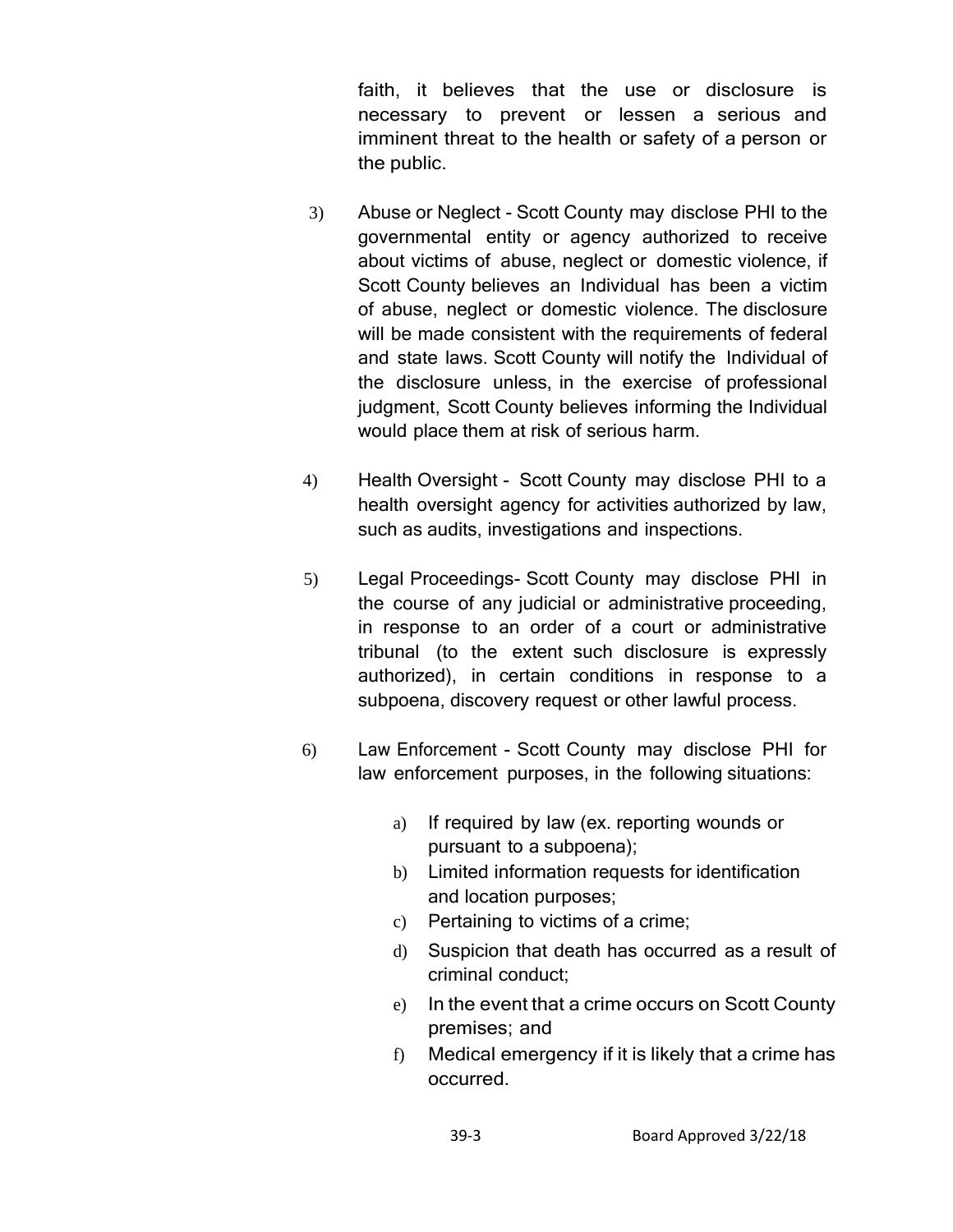faith, it believes that the use or disclosure is necessary to prevent or lessen a serious and imminent threat to the health or safety of a person or the public.

3) Abuse or Neglect - Scott County may disclose PHI to the governmental entity or agency authorized to receive about victims of abuse, neglect or domestic violence, if Scott County believes an Individual has been a victim of abuse, neglect or domestic violence. The disclosure will be made consistent with the requirements of federal and state laws. Scott County will notify the Individual of the disclosure unless, in the exercise of professional judgment, Scott County believes informing the Individual would place them at risk of serious harm.

4) Health Oversight - Scott County may disclose PHI to a health oversight agency for activities authorized by law, such as audits, investigations and inspections.

5) Legal Proceedings- Scott County may disclose PHI in the course of any judicial or administrative proceeding, in response to an order of a court or administrative tribunal (to the extent such disclosure is expressly authorized), in certain conditions in response to a subpoena, discovery request or other lawful process.

6) Law Enforcement - Scott County may disclose PHI for law enforcement purposes, in the following situations:

   a) If required by law (ex. reporting wounds or pursuant to a subpoena);
   b) Limited information requests for identification and location purposes;
   c) Pertaining to victims of a crime;
   d) Suspicion that death has occurred as a result of criminal conduct;
   e) In the event that a crime occurs on Scott County premises; and
   f) Medical emergency if it is likely that a crime has occurred.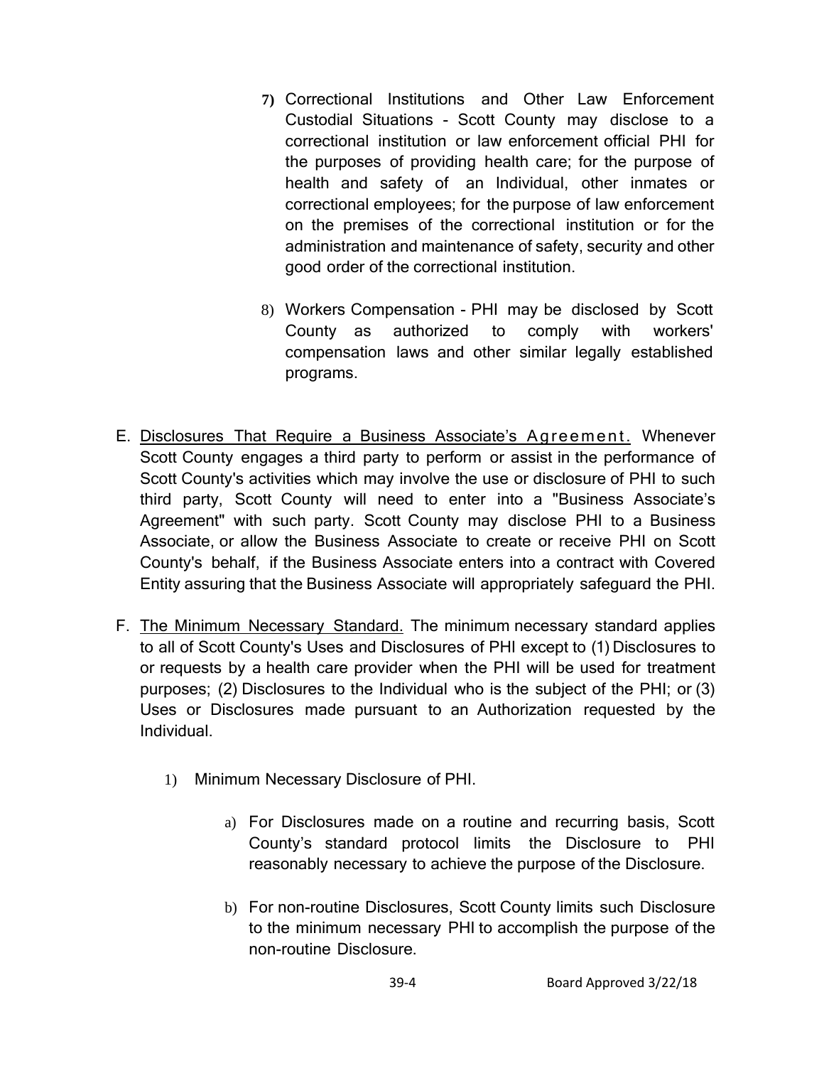7) Correctional Institutions and Other Law Enforcement Custodial Situations - Scott County may disclose to a correctional institution or law enforcement official PHI for the purposes of providing health care; for the purpose of health and safety of an Individual, other inmates or correctional employees; for the purpose of law enforcement on the premises of the correctional institution or for the administration and maintenance of safety, security and other good order of the correctional institution.

8) Workers Compensation - PHI may be disclosed by Scott County as authorized to comply with workers' compensation laws and other similar legally established programs.

E. Disclosures That Require a Business Associate's Agreement. Whenever Scott County engages a third party to perform or assist in the performance of Scott County's activities which may involve the use or disclosure of PHI to such third party, Scott County will need to enter into a "Business Associate's Agreement" with such party. Scott County may disclose PHI to a Business Associate, or allow the Business Associate to create or receive PHI on Scott County's behalf, if the Business Associate enters into a contract with Covered Entity assuring that the Business Associate will appropriately safeguard the PHI.

F. The Minimum Necessary Standard. The minimum necessary standard applies to all of Scott County's Uses and Disclosures of PHI except to (1) Disclosures to or requests by a health care provider when the PHI will be used for treatment purposes; (2) Disclosures to the Individual who is the subject of the PHI; or (3) Uses or Disclosures made pursuant to an Authorization requested by the Individual.

1) Minimum Necessary Disclosure of PHI.

a) For Disclosures made on a routine and recurring basis, Scott County's standard protocol limits the Disclosure to PHI reasonably necessary to achieve the purpose of the Disclosure.

b) For non-routine Disclosures, Scott County limits such Disclosure to the minimum necessary PHI to accomplish the purpose of the non-routine Disclosure.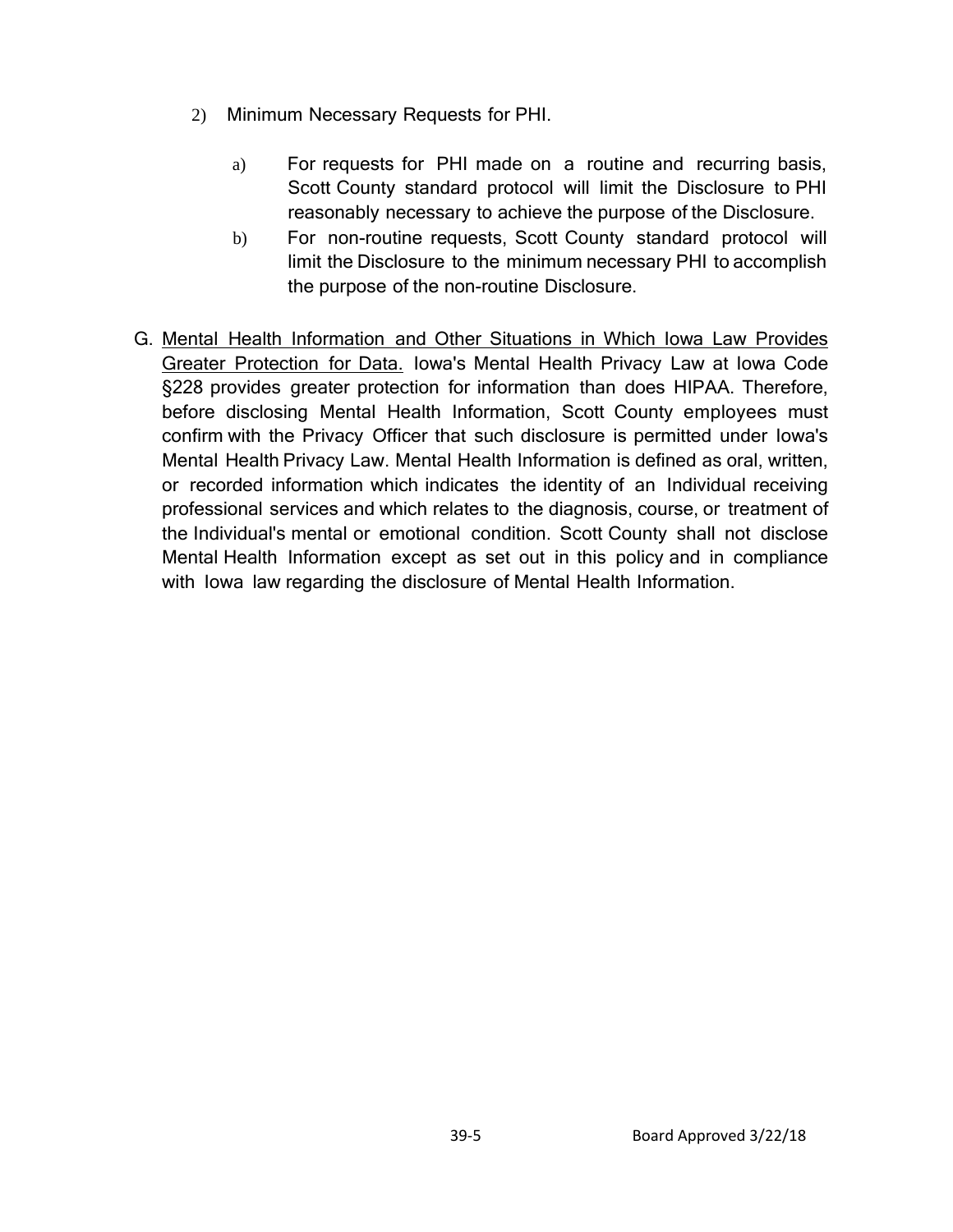2) Minimum Necessary Requests for PHI.

   a) For requests for PHI made on a routine and recurring basis, Scott County standard protocol will limit the Disclosure to PHI reasonably necessary to achieve the purpose of the Disclosure.

   b) For non-routine requests, Scott County standard protocol will limit the Disclosure to the minimum necessary PHI to accomplish the purpose of the non-routine Disclosure.

G. <u>Mental Health Information and Other Situations in Which Iowa Law Provides Greater Protection for Data.</u> Iowa's Mental Health Privacy Law at Iowa Code §228 provides greater protection for information than does HIPAA. Therefore, before disclosing Mental Health Information, Scott County employees must confirm with the Privacy Officer that such disclosure is permitted under Iowa's Mental Health Privacy Law. Mental Health Information is defined as oral, written, or recorded information which indicates the identity of an Individual receiving professional services and which relates to the diagnosis, course, or treatment of the Individual's mental or emotional condition. Scott County shall not disclose Mental Health Information except as set out in this policy and in compliance with Iowa law regarding the disclosure of Mental Health Information.